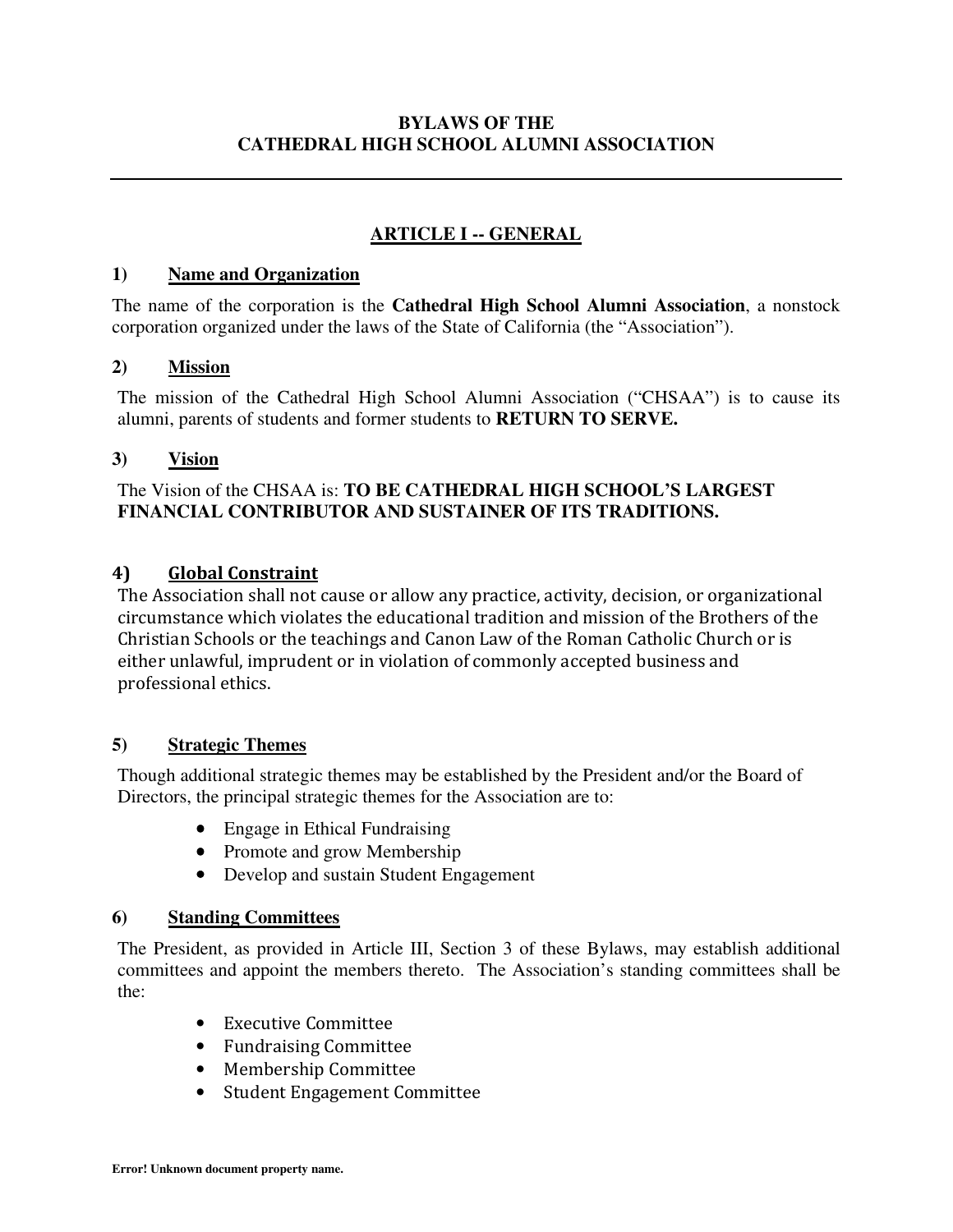# BYLAWS OF THE CATHEDRAL HIGH SCHOOL ALUMNI ASSOCIATION

---

## ARTICLE I -- GENERAL

### 1) Name and Organization

The name of the corporation is the **Cathedral High School Alumni Association**, a nonstock corporation organized under the laws of the State of California (the "Association").

### 2) Mission

The mission of the Cathedral High School Alumni Association ("CHSAA") is to cause its alumni, parents of students and former students to **RETURN TO SERVE.**

### 3) Vision

The Vision of the CHSAA is: **TO BE CATHEDRAL HIGH SCHOOL'S LARGEST FINANCIAL CONTRIBUTOR AND SUSTAINER OF ITS TRADITIONS.**

### 4) Global Constraint

The Association shall not cause or allow any practice, activity, decision, or organizational circumstance which violates the educational tradition and mission of the Brothers of the Christian Schools or the teachings and Canon Law of the Roman Catholic Church or is either unlawful, imprudent or in violation of commonly accepted business and professional ethics.

### 5) Strategic Themes

Though additional strategic themes may be established by the President and/or the Board of Directors, the principal strategic themes for the Association are to:

- Engage in Ethical Fundraising
- Promote and grow Membership
- Develop and sustain Student Engagement

### 6) Standing Committees

The President, as provided in Article III, Section 3 of these Bylaws, may establish additional committees and appoint the members thereto. The Association's standing committees shall be the:

- Executive Committee
- Fundraising Committee
- Membership Committee
- Student Engagement Committee

**Error! Unknown document property name.**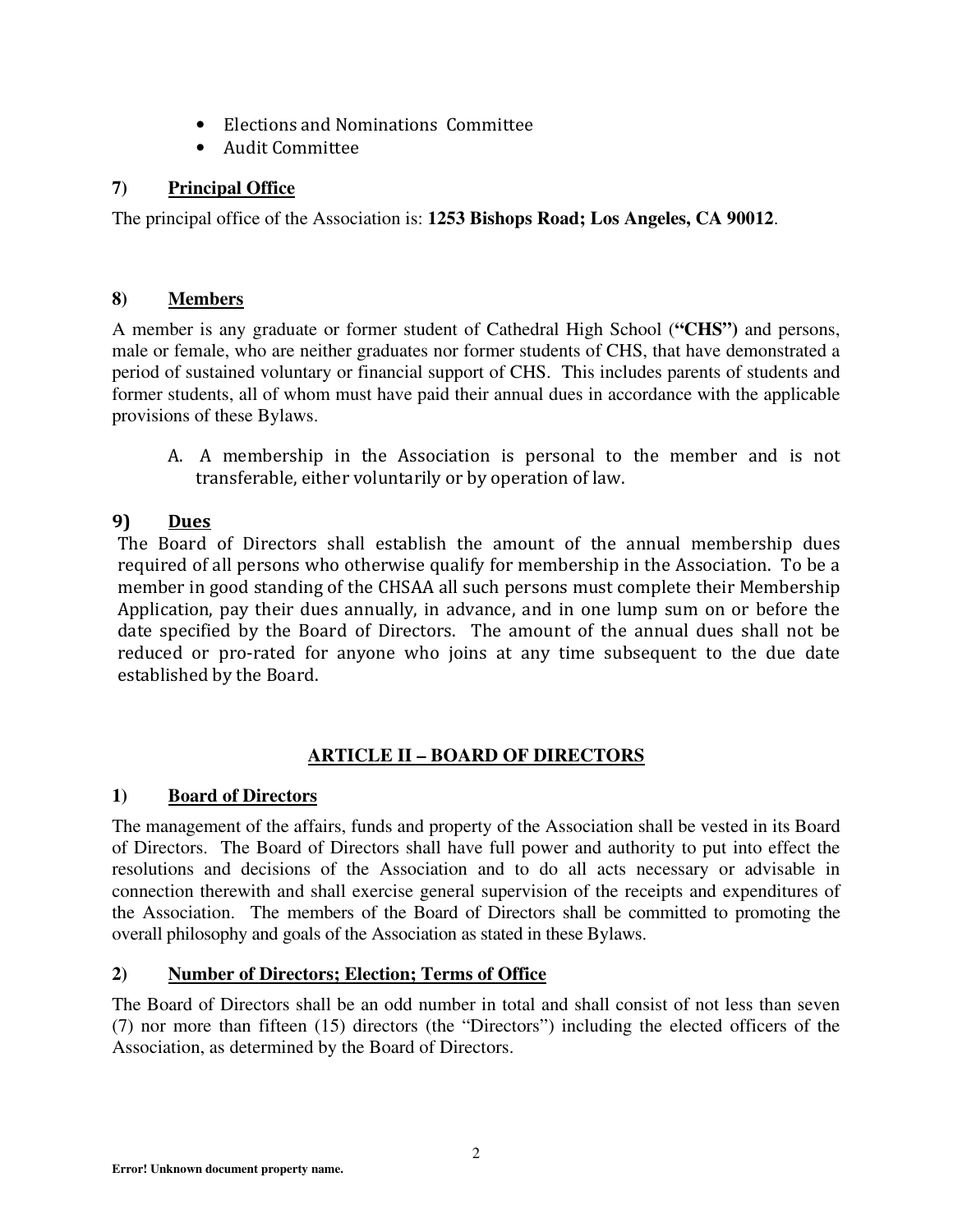- Elections and Nominations Committee
- Audit Committee

### 7) Principal Office

The principal office of the Association is: **1253 Bishops Road; Los Angeles, CA 90012**.

### 8) Members

A member is any graduate or former student of Cathedral High School (**"CHS")** and persons, male or female, who are neither graduates nor former students of CHS, that have demonstrated a period of sustained voluntary or financial support of CHS. This includes parents of students and former students, all of whom must have paid their annual dues in accordance with the applicable provisions of these Bylaws.

A. A membership in the Association is personal to the member and is not transferable, either voluntarily or by operation of law.

### 9) Dues

The Board of Directors shall establish the amount of the annual membership dues required of all persons who otherwise qualify for membership in the Association. To be a member in good standing of the CHSAA all such persons must complete their Membership Application, pay their dues annually, in advance, and in one lump sum on or before the date specified by the Board of Directors. The amount of the annual dues shall not be reduced or pro-rated for anyone who joins at any time subsequent to the due date established by the Board.

## ARTICLE II – BOARD OF DIRECTORS

### 1) Board of Directors

The management of the affairs, funds and property of the Association shall be vested in its Board of Directors. The Board of Directors shall have full power and authority to put into effect the resolutions and decisions of the Association and to do all acts necessary or advisable in connection therewith and shall exercise general supervision of the receipts and expenditures of the Association. The members of the Board of Directors shall be committed to promoting the overall philosophy and goals of the Association as stated in these Bylaws.

### 2) Number of Directors; Election; Terms of Office

The Board of Directors shall be an odd number in total and shall consist of not less than seven (7) nor more than fifteen (15) directors (the "Directors") including the elected officers of the Association, as determined by the Board of Directors.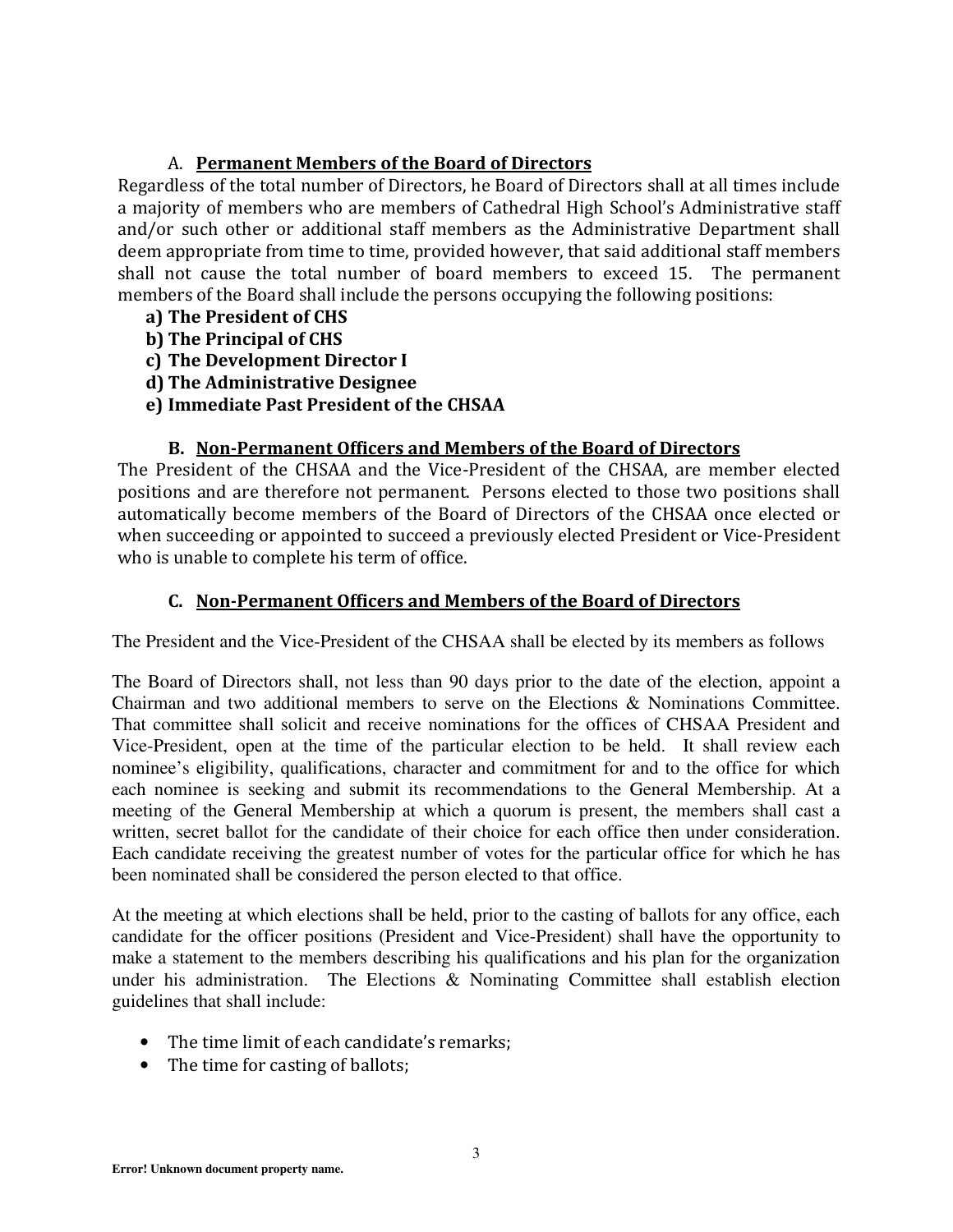### A. Permanent Members of the Board of Directors

Regardless of the total number of Directors, he Board of Directors shall at all times include a majority of members who are members of Cathedral High School's Administrative staff and/or such other or additional staff members as the Administrative Department shall deem appropriate from time to time, provided however, that said additional staff members shall not cause the total number of board members to exceed 15. The permanent members of the Board shall include the persons occupying the following positions:

- **a) The President of CHS**
- **b) The Principal of CHS**
- **c) The Development Director I**
- **d) The Administrative Designee**
- **e) Immediate Past President of the CHSAA**

### B. Non-Permanent Officers and Members of the Board of Directors

The President of the CHSAA and the Vice-President of the CHSAA, are member elected positions and are therefore not permanent. Persons elected to those two positions shall automatically become members of the Board of Directors of the CHSAA once elected or when succeeding or appointed to succeed a previously elected President or Vice-President who is unable to complete his term of office.

### C. Non-Permanent Officers and Members of the Board of Directors

The President and the Vice-President of the CHSAA shall be elected by its members as follows

The Board of Directors shall, not less than 90 days prior to the date of the election, appoint a Chairman and two additional members to serve on the Elections & Nominations Committee. That committee shall solicit and receive nominations for the offices of CHSAA President and Vice-President, open at the time of the particular election to be held. It shall review each nominee's eligibility, qualifications, character and commitment for and to the office for which each nominee is seeking and submit its recommendations to the General Membership. At a meeting of the General Membership at which a quorum is present, the members shall cast a written, secret ballot for the candidate of their choice for each office then under consideration. Each candidate receiving the greatest number of votes for the particular office for which he has been nominated shall be considered the person elected to that office.

At the meeting at which elections shall be held, prior to the casting of ballots for any office, each candidate for the officer positions (President and Vice-President) shall have the opportunity to make a statement to the members describing his qualifications and his plan for the organization under his administration. The Elections & Nominating Committee shall establish election guidelines that shall include:

- The time limit of each candidate's remarks;
- The time for casting of ballots;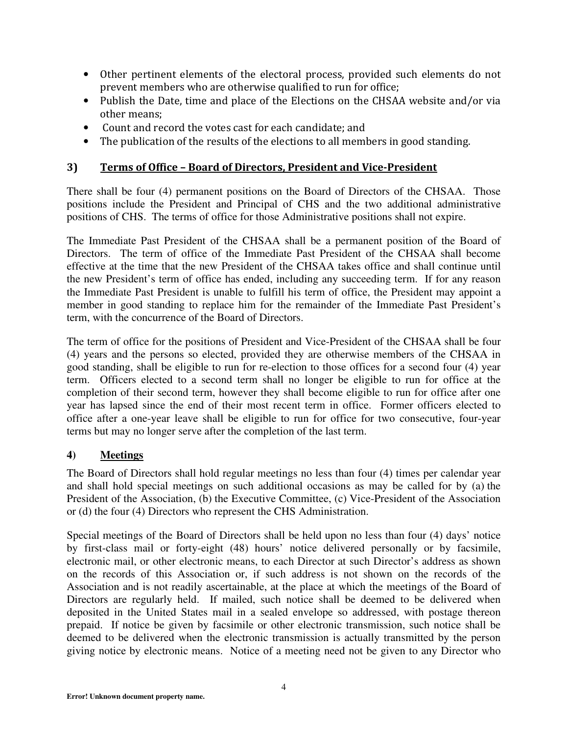- Other pertinent elements of the electoral process, provided such elements do not prevent members who are otherwise qualified to run for office;
- Publish the Date, time and place of the Elections on the CHSAA website and/or via other means;
- Count and record the votes cast for each candidate; and
- The publication of the results of the elections to all members in good standing.

## 3) Terms of Office – Board of Directors, President and Vice-President

There shall be four (4) permanent positions on the Board of Directors of the CHSAA. Those positions include the President and Principal of CHS and the two additional administrative positions of CHS. The terms of office for those Administrative positions shall not expire.

The Immediate Past President of the CHSAA shall be a permanent position of the Board of Directors. The term of office of the Immediate Past President of the CHSAA shall become effective at the time that the new President of the CHSAA takes office and shall continue until the new President's term of office has ended, including any succeeding term. If for any reason the Immediate Past President is unable to fulfill his term of office, the President may appoint a member in good standing to replace him for the remainder of the Immediate Past President's term, with the concurrence of the Board of Directors.

The term of office for the positions of President and Vice-President of the CHSAA shall be four (4) years and the persons so elected, provided they are otherwise members of the CHSAA in good standing, shall be eligible to run for re-election to those offices for a second four (4) year term. Officers elected to a second term shall no longer be eligible to run for office at the completion of their second term, however they shall become eligible to run for office after one year has lapsed since the end of their most recent term in office. Former officers elected to office after a one-year leave shall be eligible to run for office for two consecutive, four-year terms but may no longer serve after the completion of the last term.

## 4) Meetings

The Board of Directors shall hold regular meetings no less than four (4) times per calendar year and shall hold special meetings on such additional occasions as may be called for by (a) the President of the Association, (b) the Executive Committee, (c) Vice-President of the Association or (d) the four (4) Directors who represent the CHS Administration.

Special meetings of the Board of Directors shall be held upon no less than four (4) days' notice by first-class mail or forty-eight (48) hours' notice delivered personally or by facsimile, electronic mail, or other electronic means, to each Director at such Director's address as shown on the records of this Association or, if such address is not shown on the records of the Association and is not readily ascertainable, at the place at which the meetings of the Board of Directors are regularly held. If mailed, such notice shall be deemed to be delivered when deposited in the United States mail in a sealed envelope so addressed, with postage thereon prepaid. If notice be given by facsimile or other electronic transmission, such notice shall be deemed to be delivered when the electronic transmission is actually transmitted by the person giving notice by electronic means. Notice of a meeting need not be given to any Director who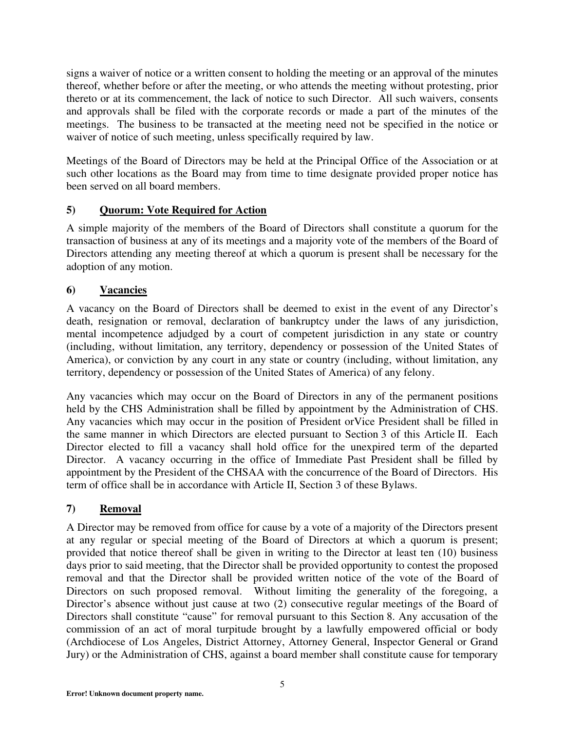signs a waiver of notice or a written consent to holding the meeting or an approval of the minutes thereof, whether before or after the meeting, or who attends the meeting without protesting, prior thereto or at its commencement, the lack of notice to such Director. All such waivers, consents and approvals shall be filed with the corporate records or made a part of the minutes of the meetings. The business to be transacted at the meeting need not be specified in the notice or waiver of notice of such meeting, unless specifically required by law.

Meetings of the Board of Directors may be held at the Principal Office of the Association or at such other locations as the Board may from time to time designate provided proper notice has been served on all board members.

### 5) Quorum: Vote Required for Action

A simple majority of the members of the Board of Directors shall constitute a quorum for the transaction of business at any of its meetings and a majority vote of the members of the Board of Directors attending any meeting thereof at which a quorum is present shall be necessary for the adoption of any motion.

### 6) Vacancies

A vacancy on the Board of Directors shall be deemed to exist in the event of any Director's death, resignation or removal, declaration of bankruptcy under the laws of any jurisdiction, mental incompetence adjudged by a court of competent jurisdiction in any state or country (including, without limitation, any territory, dependency or possession of the United States of America), or conviction by any court in any state or country (including, without limitation, any territory, dependency or possession of the United States of America) of any felony.

Any vacancies which may occur on the Board of Directors in any of the permanent positions held by the CHS Administration shall be filled by appointment by the Administration of CHS. Any vacancies which may occur in the position of President orVice President shall be filled in the same manner in which Directors are elected pursuant to Section 3 of this Article II. Each Director elected to fill a vacancy shall hold office for the unexpired term of the departed Director. A vacancy occurring in the office of Immediate Past President shall be filled by appointment by the President of the CHSAA with the concurrence of the Board of Directors. His term of office shall be in accordance with Article II, Section 3 of these Bylaws.

### 7) Removal

A Director may be removed from office for cause by a vote of a majority of the Directors present at any regular or special meeting of the Board of Directors at which a quorum is present; provided that notice thereof shall be given in writing to the Director at least ten (10) business days prior to said meeting, that the Director shall be provided opportunity to contest the proposed removal and that the Director shall be provided written notice of the vote of the Board of Directors on such proposed removal. Without limiting the generality of the foregoing, a Director's absence without just cause at two (2) consecutive regular meetings of the Board of Directors shall constitute "cause" for removal pursuant to this Section 8. Any accusation of the commission of an act of moral turpitude brought by a lawfully empowered official or body (Archdiocese of Los Angeles, District Attorney, Attorney General, Inspector General or Grand Jury) or the Administration of CHS, against a board member shall constitute cause for temporary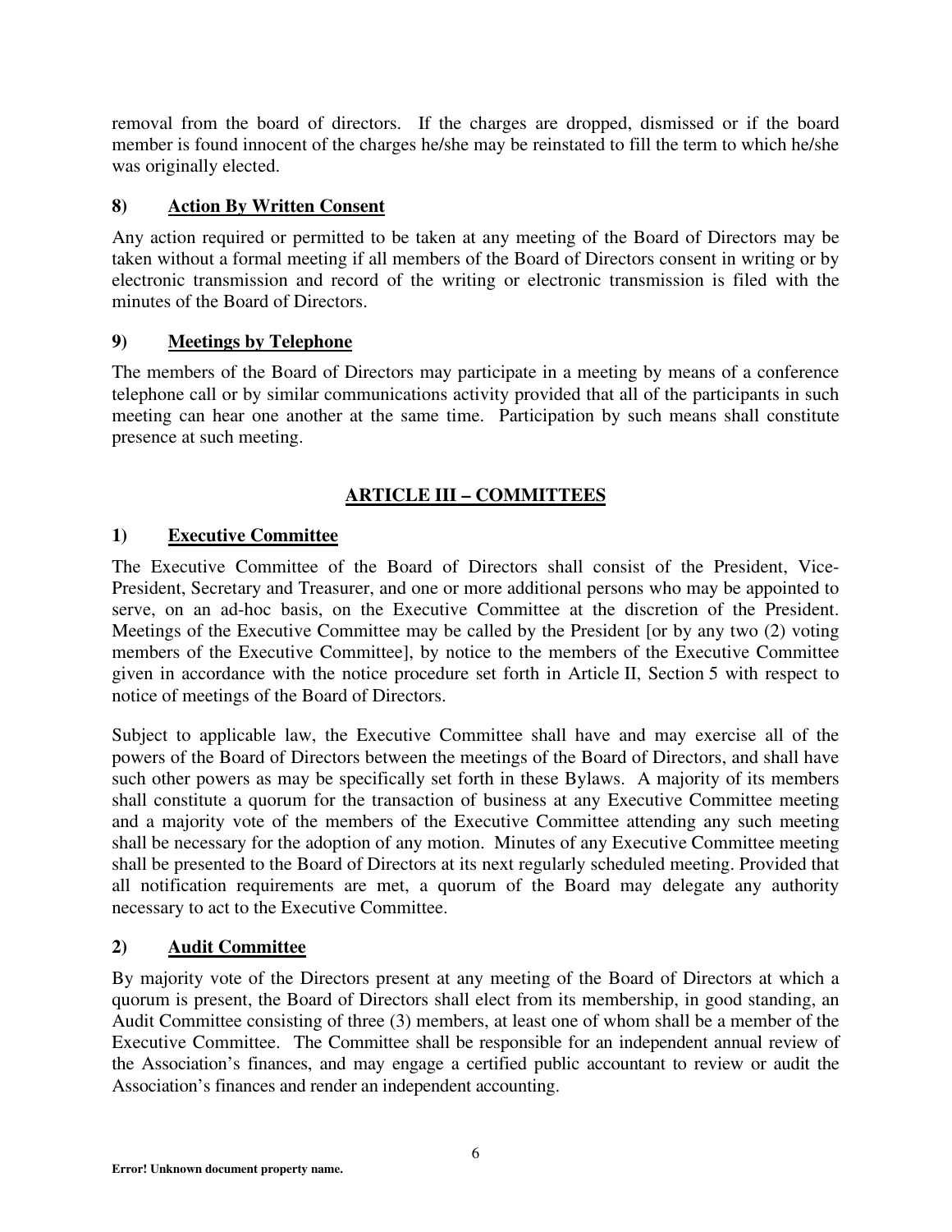removal from the board of directors. If the charges are dropped, dismissed or if the board member is found innocent of the charges he/she may be reinstated to fill the term to which he/she was originally elected.

### 8) Action By Written Consent

Any action required or permitted to be taken at any meeting of the Board of Directors may be taken without a formal meeting if all members of the Board of Directors consent in writing or by electronic transmission and record of the writing or electronic transmission is filed with the minutes of the Board of Directors.

### 9) Meetings by Telephone

The members of the Board of Directors may participate in a meeting by means of a conference telephone call or by similar communications activity provided that all of the participants in such meeting can hear one another at the same time. Participation by such means shall constitute presence at such meeting.

## ARTICLE III – COMMITTEES

### 1) Executive Committee

The Executive Committee of the Board of Directors shall consist of the President, Vice-President, Secretary and Treasurer, and one or more additional persons who may be appointed to serve, on an ad-hoc basis, on the Executive Committee at the discretion of the President. Meetings of the Executive Committee may be called by the President [or by any two (2) voting members of the Executive Committee], by notice to the members of the Executive Committee given in accordance with the notice procedure set forth in Article II, Section 5 with respect to notice of meetings of the Board of Directors.

Subject to applicable law, the Executive Committee shall have and may exercise all of the powers of the Board of Directors between the meetings of the Board of Directors, and shall have such other powers as may be specifically set forth in these Bylaws. A majority of its members shall constitute a quorum for the transaction of business at any Executive Committee meeting and a majority vote of the members of the Executive Committee attending any such meeting shall be necessary for the adoption of any motion. Minutes of any Executive Committee meeting shall be presented to the Board of Directors at its next regularly scheduled meeting. Provided that all notification requirements are met, a quorum of the Board may delegate any authority necessary to act to the Executive Committee.

### 2) Audit Committee

By majority vote of the Directors present at any meeting of the Board of Directors at which a quorum is present, the Board of Directors shall elect from its membership, in good standing, an Audit Committee consisting of three (3) members, at least one of whom shall be a member of the Executive Committee. The Committee shall be responsible for an independent annual review of the Association's finances, and may engage a certified public accountant to review or audit the Association's finances and render an independent accounting.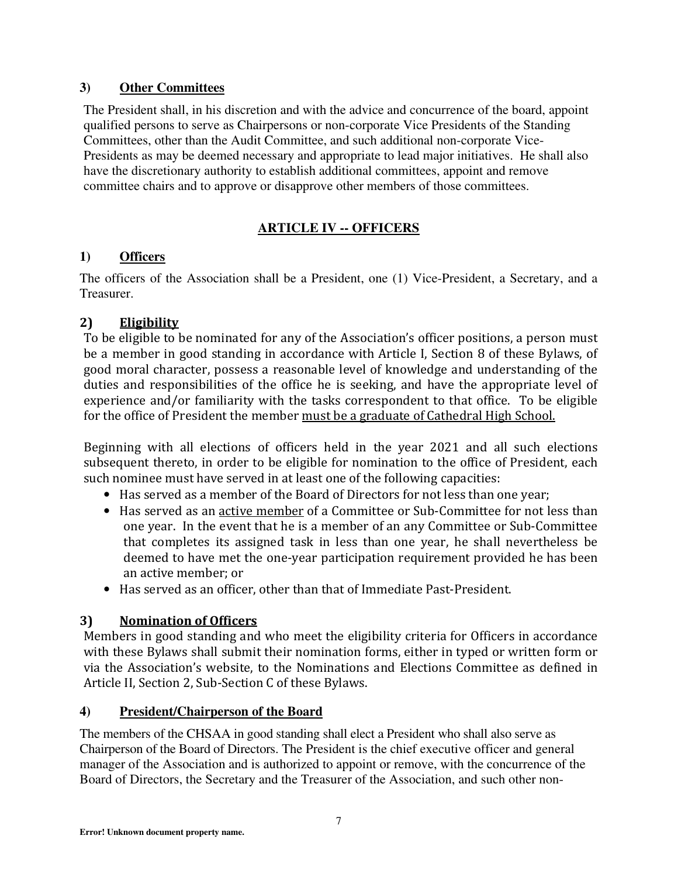### 3) Other Committees

The President shall, in his discretion and with the advice and concurrence of the board, appoint qualified persons to serve as Chairpersons or non-corporate Vice Presidents of the Standing Committees, other than the Audit Committee, and such additional non-corporate Vice-Presidents as may be deemed necessary and appropriate to lead major initiatives. He shall also have the discretionary authority to establish additional committees, appoint and remove committee chairs and to approve or disapprove other members of those committees.

## ARTICLE IV -- OFFICERS

### 1) Officers

The officers of the Association shall be a President, one (1) Vice-President, a Secretary, and a Treasurer.

### 2) Eligibility

To be eligible to be nominated for any of the Association's officer positions, a person must be a member in good standing in accordance with Article I, Section 8 of these Bylaws, of good moral character, possess a reasonable level of knowledge and understanding of the duties and responsibilities of the office he is seeking, and have the appropriate level of experience and/or familiarity with the tasks correspondent to that office. To be eligible for the office of President the member <u>must be a graduate of Cathedral High School.</u>

Beginning with all elections of officers held in the year 2021 and all such elections subsequent thereto, in order to be eligible for nomination to the office of President, each such nominee must have served in at least one of the following capacities:

- Has served as a member of the Board of Directors for not less than one year;
- Has served as an <u>active member</u> of a Committee or Sub-Committee for not less than one year. In the event that he is a member of an any Committee or Sub-Committee that completes its assigned task in less than one year, he shall nevertheless be deemed to have met the one-year participation requirement provided he has been an active member; or
- Has served as an officer, other than that of Immediate Past-President.

### 3) Nomination of Officers

Members in good standing and who meet the eligibility criteria for Officers in accordance with these Bylaws shall submit their nomination forms, either in typed or written form or via the Association's website, to the Nominations and Elections Committee as defined in Article II, Section 2, Sub-Section C of these Bylaws.

### 4) President/Chairperson of the Board

The members of the CHSAA in good standing shall elect a President who shall also serve as Chairperson of the Board of Directors. The President is the chief executive officer and general manager of the Association and is authorized to appoint or remove, with the concurrence of the Board of Directors, the Secretary and the Treasurer of the Association, and such other non-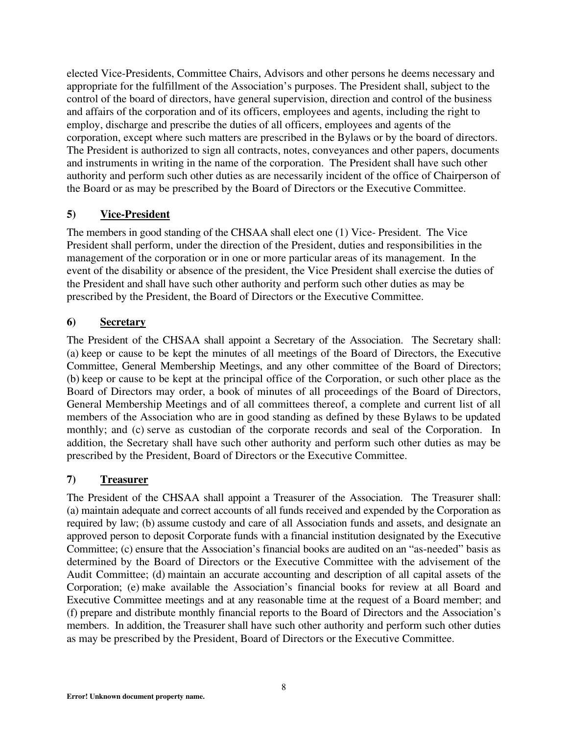elected Vice-Presidents, Committee Chairs, Advisors and other persons he deems necessary and appropriate for the fulfillment of the Association's purposes. The President shall, subject to the control of the board of directors, have general supervision, direction and control of the business and affairs of the corporation and of its officers, employees and agents, including the right to employ, discharge and prescribe the duties of all officers, employees and agents of the corporation, except where such matters are prescribed in the Bylaws or by the board of directors. The President is authorized to sign all contracts, notes, conveyances and other papers, documents and instruments in writing in the name of the corporation. The President shall have such other authority and perform such other duties as are necessarily incident of the office of Chairperson of the Board or as may be prescribed by the Board of Directors or the Executive Committee.

### 5) Vice-President

The members in good standing of the CHSAA shall elect one (1) Vice- President. The Vice President shall perform, under the direction of the President, duties and responsibilities in the management of the corporation or in one or more particular areas of its management. In the event of the disability or absence of the president, the Vice President shall exercise the duties of the President and shall have such other authority and perform such other duties as may be prescribed by the President, the Board of Directors or the Executive Committee.

### 6) Secretary

The President of the CHSAA shall appoint a Secretary of the Association. The Secretary shall: (a) keep or cause to be kept the minutes of all meetings of the Board of Directors, the Executive Committee, General Membership Meetings, and any other committee of the Board of Directors; (b) keep or cause to be kept at the principal office of the Corporation, or such other place as the Board of Directors may order, a book of minutes of all proceedings of the Board of Directors, General Membership Meetings and of all committees thereof, a complete and current list of all members of the Association who are in good standing as defined by these Bylaws to be updated monthly; and (c) serve as custodian of the corporate records and seal of the Corporation. In addition, the Secretary shall have such other authority and perform such other duties as may be prescribed by the President, Board of Directors or the Executive Committee.

### 7) Treasurer

The President of the CHSAA shall appoint a Treasurer of the Association. The Treasurer shall: (a) maintain adequate and correct accounts of all funds received and expended by the Corporation as required by law; (b) assume custody and care of all Association funds and assets, and designate an approved person to deposit Corporate funds with a financial institution designated by the Executive Committee; (c) ensure that the Association's financial books are audited on an "as-needed" basis as determined by the Board of Directors or the Executive Committee with the advisement of the Audit Committee; (d) maintain an accurate accounting and description of all capital assets of the Corporation; (e) make available the Association's financial books for review at all Board and Executive Committee meetings and at any reasonable time at the request of a Board member; and (f) prepare and distribute monthly financial reports to the Board of Directors and the Association's members. In addition, the Treasurer shall have such other authority and perform such other duties as may be prescribed by the President, Board of Directors or the Executive Committee.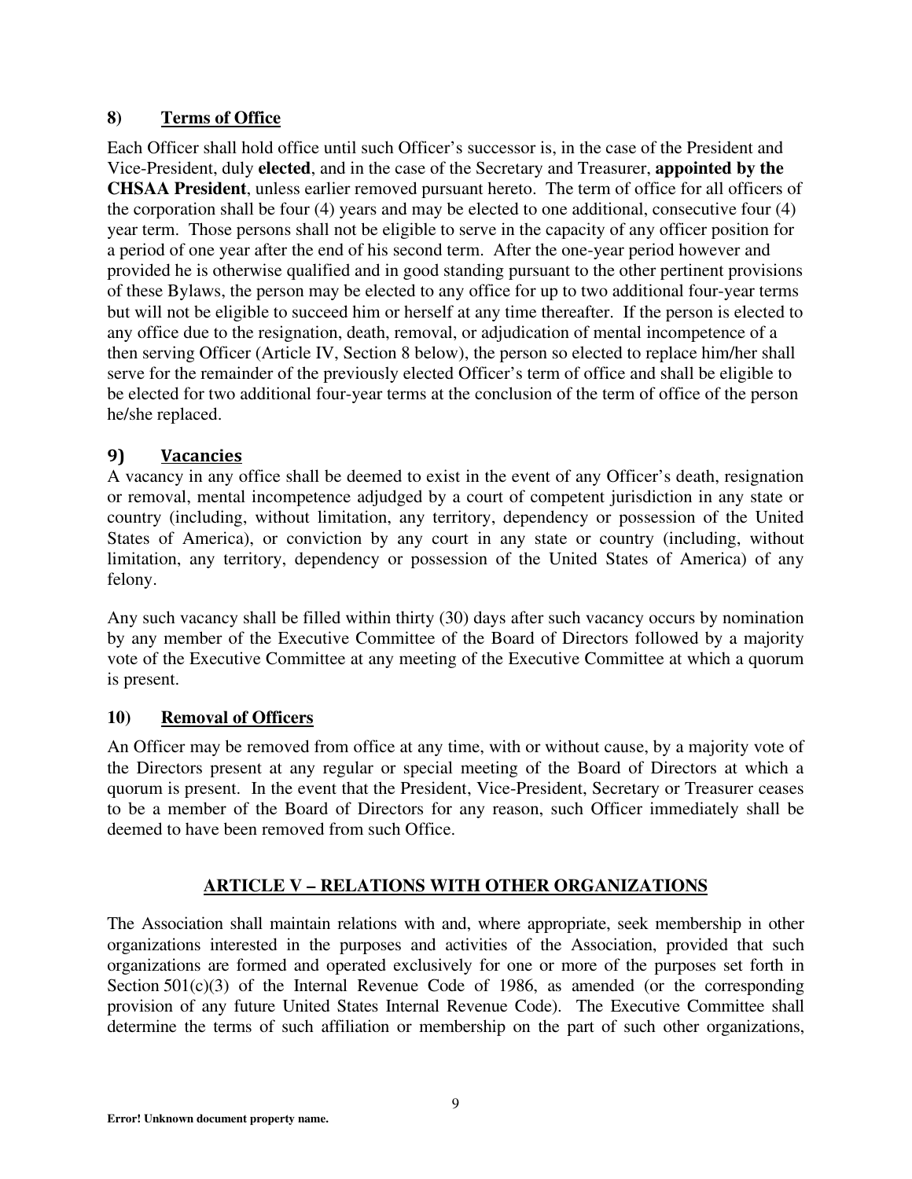### 8) Terms of Office

Each Officer shall hold office until such Officer's successor is, in the case of the President and Vice-President, duly **elected**, and in the case of the Secretary and Treasurer, **appointed by the CHSAA President**, unless earlier removed pursuant hereto. The term of office for all officers of the corporation shall be four (4) years and may be elected to one additional, consecutive four (4) year term. Those persons shall not be eligible to serve in the capacity of any officer position for a period of one year after the end of his second term. After the one-year period however and provided he is otherwise qualified and in good standing pursuant to the other pertinent provisions of these Bylaws, the person may be elected to any office for up to two additional four-year terms but will not be eligible to succeed him or herself at any time thereafter. If the person is elected to any office due to the resignation, death, removal, or adjudication of mental incompetence of a then serving Officer (Article IV, Section 8 below), the person so elected to replace him/her shall serve for the remainder of the previously elected Officer's term of office and shall be eligible to be elected for two additional four-year terms at the conclusion of the term of office of the person he/she replaced.

### 9) Vacancies

A vacancy in any office shall be deemed to exist in the event of any Officer's death, resignation or removal, mental incompetence adjudged by a court of competent jurisdiction in any state or country (including, without limitation, any territory, dependency or possession of the United States of America), or conviction by any court in any state or country (including, without limitation, any territory, dependency or possession of the United States of America) of any felony.

Any such vacancy shall be filled within thirty (30) days after such vacancy occurs by nomination by any member of the Executive Committee of the Board of Directors followed by a majority vote of the Executive Committee at any meeting of the Executive Committee at which a quorum is present.

### 10) Removal of Officers

An Officer may be removed from office at any time, with or without cause, by a majority vote of the Directors present at any regular or special meeting of the Board of Directors at which a quorum is present. In the event that the President, Vice-President, Secretary or Treasurer ceases to be a member of the Board of Directors for any reason, such Officer immediately shall be deemed to have been removed from such Office.

## ARTICLE V – RELATIONS WITH OTHER ORGANIZATIONS

The Association shall maintain relations with and, where appropriate, seek membership in other organizations interested in the purposes and activities of the Association, provided that such organizations are formed and operated exclusively for one or more of the purposes set forth in Section 501(c)(3) of the Internal Revenue Code of 1986, as amended (or the corresponding provision of any future United States Internal Revenue Code). The Executive Committee shall determine the terms of such affiliation or membership on the part of such other organizations,

**Error! Unknown document property name.**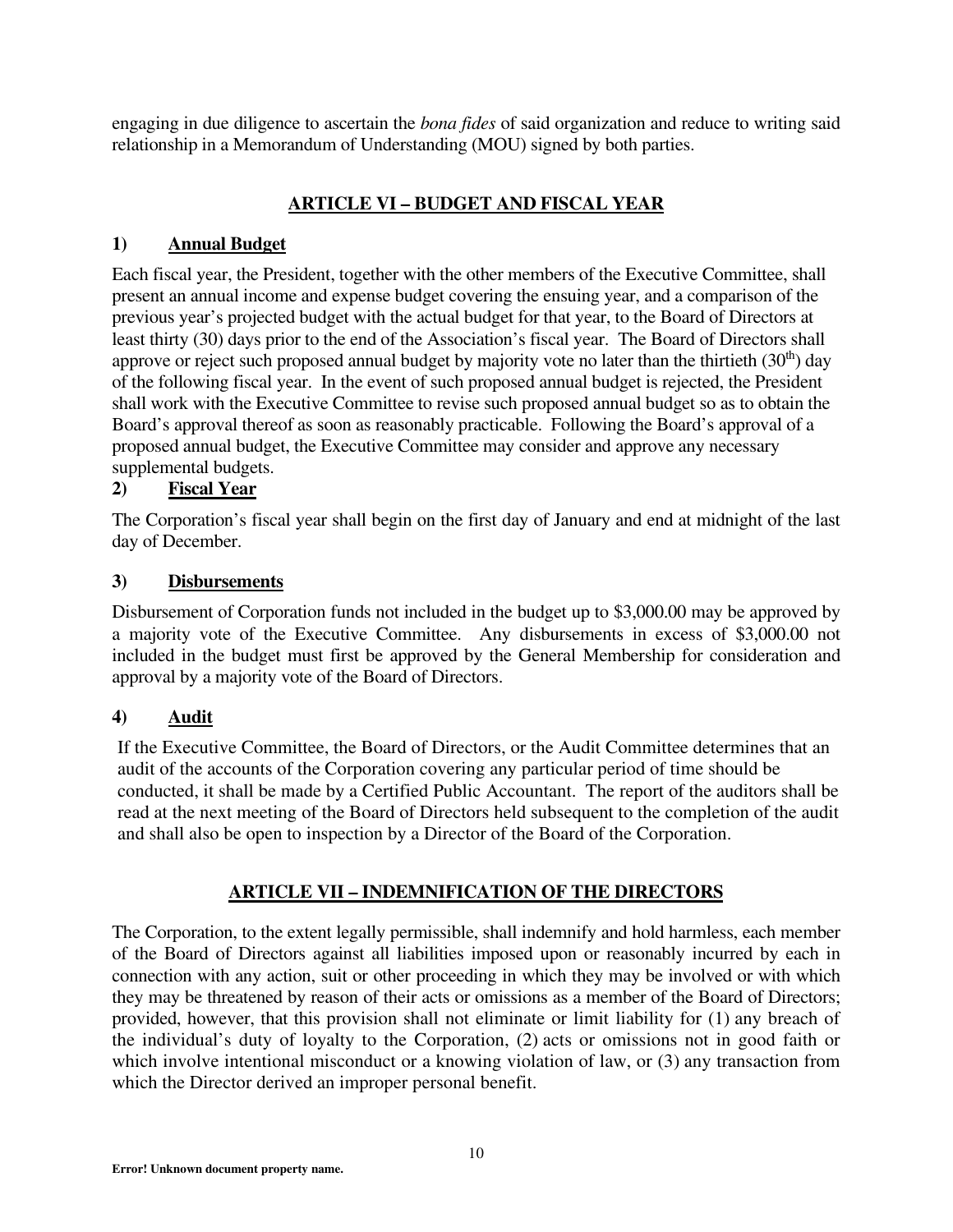engaging in due diligence to ascertain the *bona fides* of said organization and reduce to writing said relationship in a Memorandum of Understanding (MOU) signed by both parties.

## ARTICLE VI – BUDGET AND FISCAL YEAR

### 1) Annual Budget

Each fiscal year, the President, together with the other members of the Executive Committee, shall present an annual income and expense budget covering the ensuing year, and a comparison of the previous year's projected budget with the actual budget for that year, to the Board of Directors at least thirty (30) days prior to the end of the Association's fiscal year. The Board of Directors shall approve or reject such proposed annual budget by majority vote no later than the thirtieth (30th) day of the following fiscal year. In the event of such proposed annual budget is rejected, the President shall work with the Executive Committee to revise such proposed annual budget so as to obtain the Board's approval thereof as soon as reasonably practicable. Following the Board's approval of a proposed annual budget, the Executive Committee may consider and approve any necessary supplemental budgets.

### 2) Fiscal Year

The Corporation's fiscal year shall begin on the first day of January and end at midnight of the last day of December.

### 3) Disbursements

Disbursement of Corporation funds not included in the budget up to $3,000.00 may be approved by a majority vote of the Executive Committee. Any disbursements in excess of $3,000.00 not included in the budget must first be approved by the General Membership for consideration and approval by a majority vote of the Board of Directors.

### 4) Audit

If the Executive Committee, the Board of Directors, or the Audit Committee determines that an audit of the accounts of the Corporation covering any particular period of time should be conducted, it shall be made by a Certified Public Accountant. The report of the auditors shall be read at the next meeting of the Board of Directors held subsequent to the completion of the audit and shall also be open to inspection by a Director of the Board of the Corporation.

## ARTICLE VII – INDEMNIFICATION OF THE DIRECTORS

The Corporation, to the extent legally permissible, shall indemnify and hold harmless, each member of the Board of Directors against all liabilities imposed upon or reasonably incurred by each in connection with any action, suit or other proceeding in which they may be involved or with which they may be threatened by reason of their acts or omissions as a member of the Board of Directors; provided, however, that this provision shall not eliminate or limit liability for (1) any breach of the individual's duty of loyalty to the Corporation, (2) acts or omissions not in good faith or which involve intentional misconduct or a knowing violation of law, or (3) any transaction from which the Director derived an improper personal benefit.

**Error! Unknown document property name.**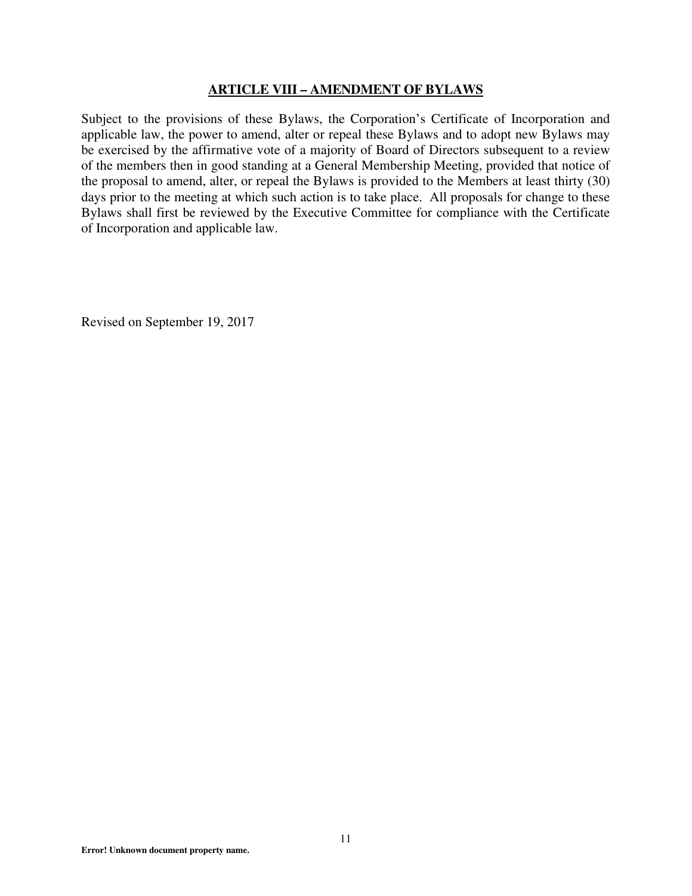## ARTICLE VIII – AMENDMENT OF BYLAWS

Subject to the provisions of these Bylaws, the Corporation's Certificate of Incorporation and applicable law, the power to amend, alter or repeal these Bylaws and to adopt new Bylaws may be exercised by the affirmative vote of a majority of Board of Directors subsequent to a review of the members then in good standing at a General Membership Meeting, provided that notice of the proposal to amend, alter, or repeal the Bylaws is provided to the Members at least thirty (30) days prior to the meeting at which such action is to take place. All proposals for change to these Bylaws shall first be reviewed by the Executive Committee for compliance with the Certificate of Incorporation and applicable law.

Revised on September 19, 2017